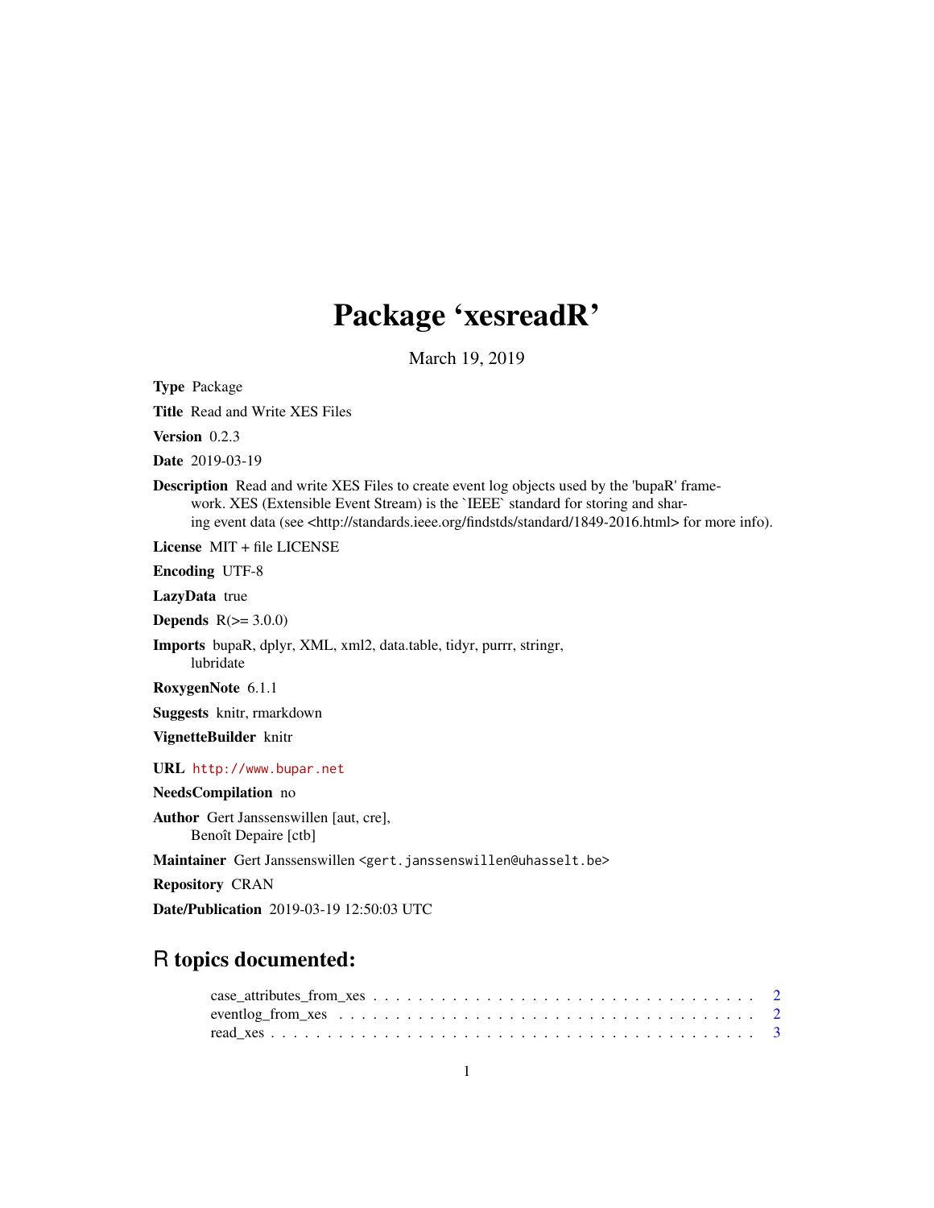# Package 'xesreadR'

March 19, 2019

**Type** Package

**Title** Read and Write XES Files

**Version** 0.2.3

**Date** 2019-03-19

**Description** Read and write XES Files to create event log objects used by the 'bupaR' framework. XES (Extensible Event Stream) is the `IEEE` standard for storing and sharing event data (see <http://standards.ieee.org/findstds/standard/1849-2016.html> for more info).

**License** MIT + file LICENSE

**Encoding** UTF-8

**LazyData** true

**Depends** R(>= 3.0.0)

**Imports** bupaR, dplyr, XML, xml2, data.table, tidyr, purrr, stringr, lubridate

**RoxygenNote** 6.1.1

**Suggests** knitr, rmarkdown

**VignetteBuilder** knitr

**URL** http://www.bupar.net

**NeedsCompilation** no

**Author** Gert Janssenswillen [aut, cre], Benoît Depaire [ctb]

**Maintainer** Gert Janssenswillen <gert.janssenswillen@uhasselt.be>

**Repository** CRAN

**Date/Publication** 2019-03-19 12:50:03 UTC

## R topics documented:

case_attributes_from_xes . . . . . . . . . . . . . . . . . . . . . . . . . . . . . . . . . 2
eventlog_from_xes . . . . . . . . . . . . . . . . . . . . . . . . . . . . . . . . . . . . . 2
read_xes . . . . . . . . . . . . . . . . . . . . . . . . . . . . . . . . . . . . . . . . . . 3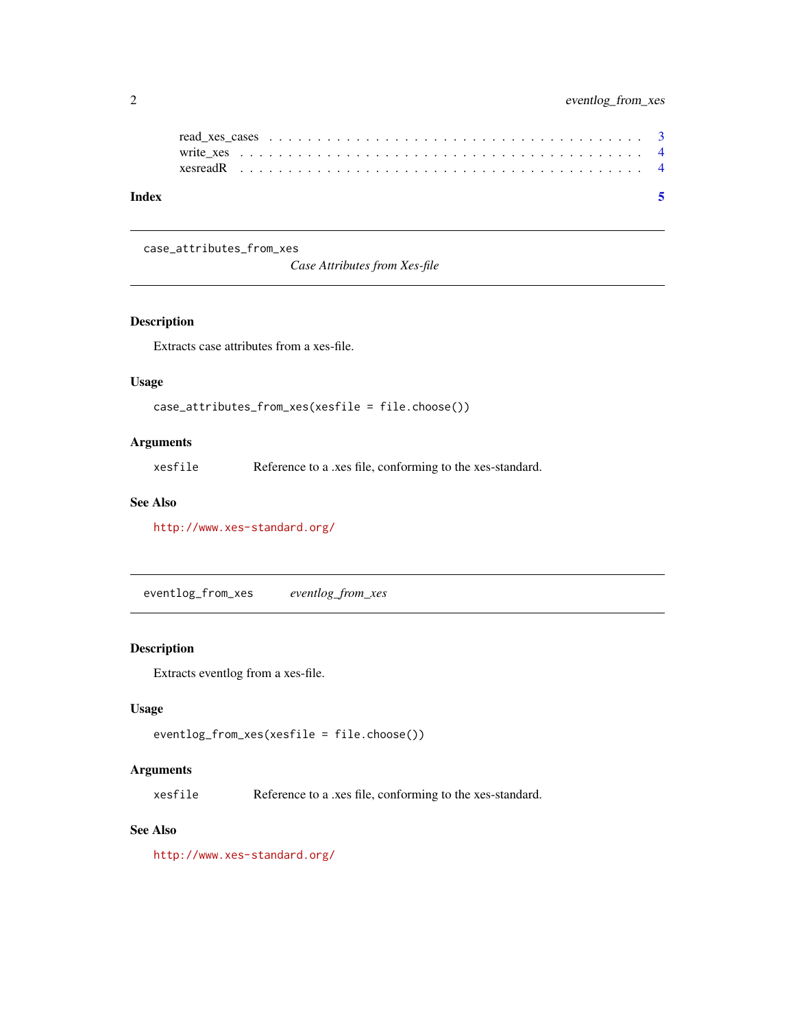read_xes_cases . . . . . . . . . . . . . . . . . . . . . . . . . . . . . . . . . . . . 3
write_xes . . . . . . . . . . . . . . . . . . . . . . . . . . . . . . . . . . . . . . . 4
xesreadR . . . . . . . . . . . . . . . . . . . . . . . . . . . . . . . . . . . . . . . 4

**Index** 5

---

## case_attributes_from_xes *Case Attributes from Xes-file*

### Description

Extracts case attributes from a xes-file.

### Usage

```
case_attributes_from_xes(xesfile = file.choose())
```

### Arguments

| | |
|---|---|
| xesfile | Reference to a .xes file, conforming to the xes-standard. |

### See Also

http://www.xes-standard.org/

---

## eventlog_from_xes *eventlog_from_xes*

### Description

Extracts eventlog from a xes-file.

### Usage

```
eventlog_from_xes(xesfile = file.choose())
```

### Arguments

| | |
|---|---|
| xesfile | Reference to a .xes file, conforming to the xes-standard. |

### See Also

http://www.xes-standard.org/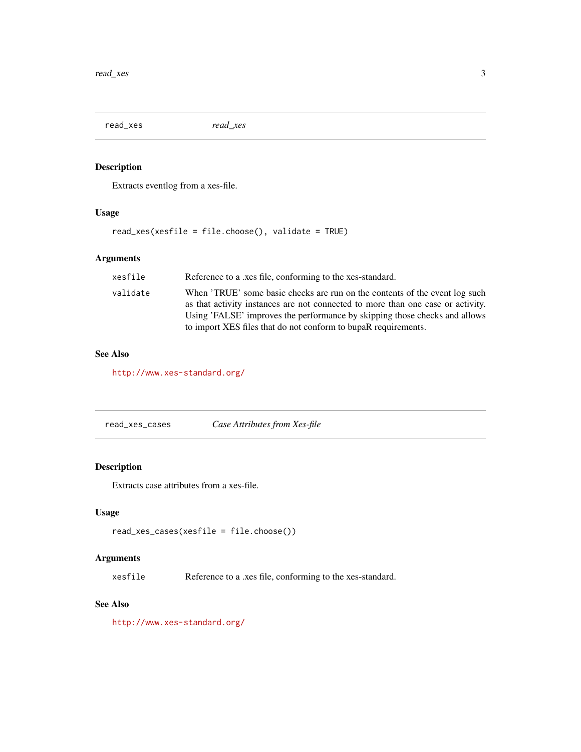## read_xes

*read_xes*

### Description

Extracts eventlog from a xes-file.

### Usage

```
read_xes(xesfile = file.choose(), validate = TRUE)
```

### Arguments

| | |
|---|---|
| `xesfile` | Reference to a .xes file, conforming to the xes-standard. |
| `validate` | When 'TRUE' some basic checks are run on the contents of the event log such as that activity instances are not connected to more than one case or activity. Using 'FALSE' improves the performance by skipping those checks and allows to import XES files that do not conform to bupaR requirements. |

### See Also

http://www.xes-standard.org/

## read_xes_cases

*Case Attributes from Xes-file*

### Description

Extracts case attributes from a xes-file.

### Usage

```
read_xes_cases(xesfile = file.choose())
```

### Arguments

| | |
|---|---|
| `xesfile` | Reference to a .xes file, conforming to the xes-standard. |

### See Also

http://www.xes-standard.org/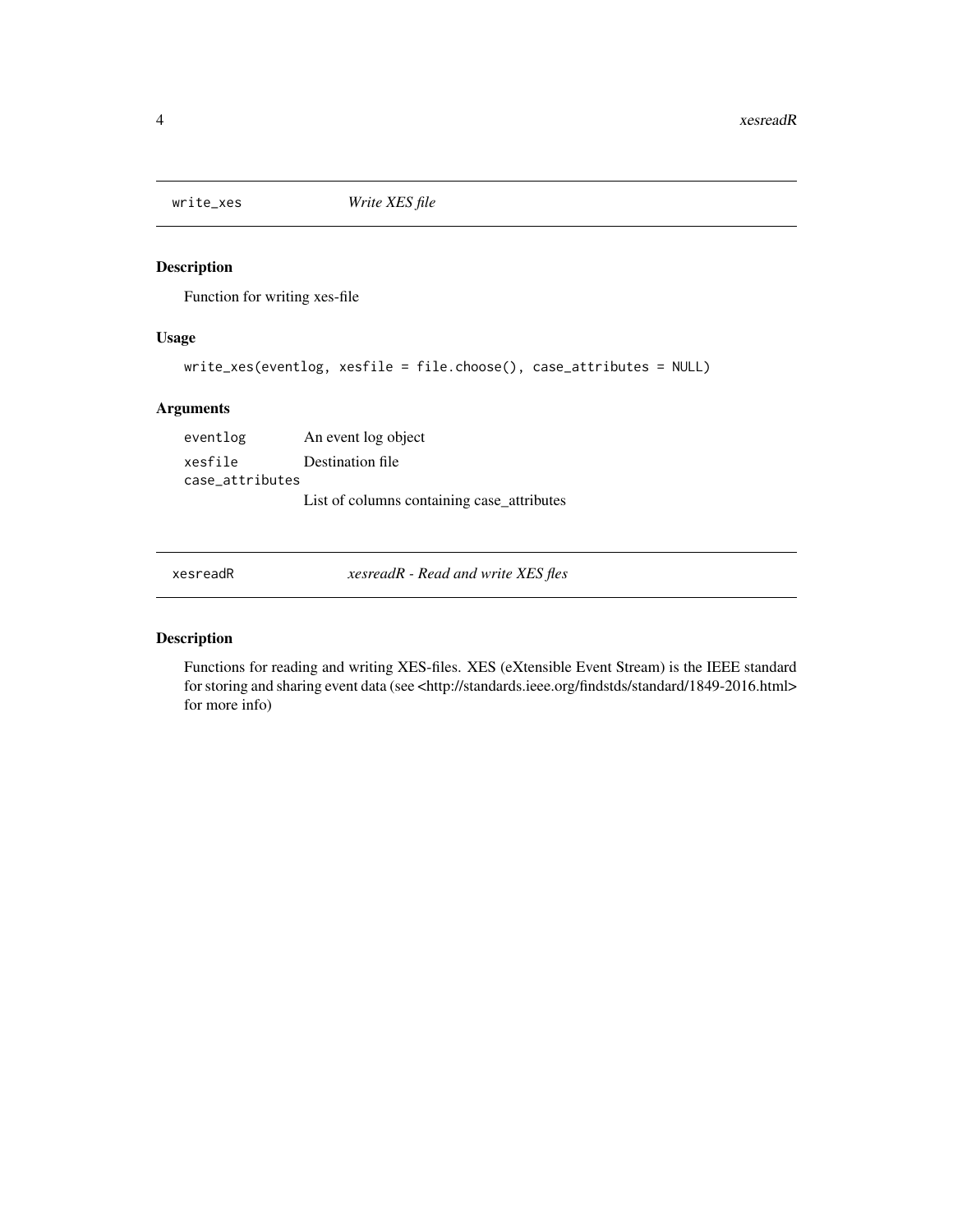## write_xes *Write XES file*

### Description

Function for writing xes-file

### Usage

```
write_xes(eventlog, xesfile = file.choose(), case_attributes = NULL)
```

### Arguments

| | |
|---|---|
| eventlog | An event log object |
| xesfile | Destination file |
| case_attributes | List of columns containing case_attributes |

## xesreadR *xesreadR - Read and write XES fles*

### Description

Functions for reading and writing XES-files. XES (eXtensible Event Stream) is the IEEE standard for storing and sharing event data (see <http://standards.ieee.org/findstds/standard/1849-2016.html> for more info)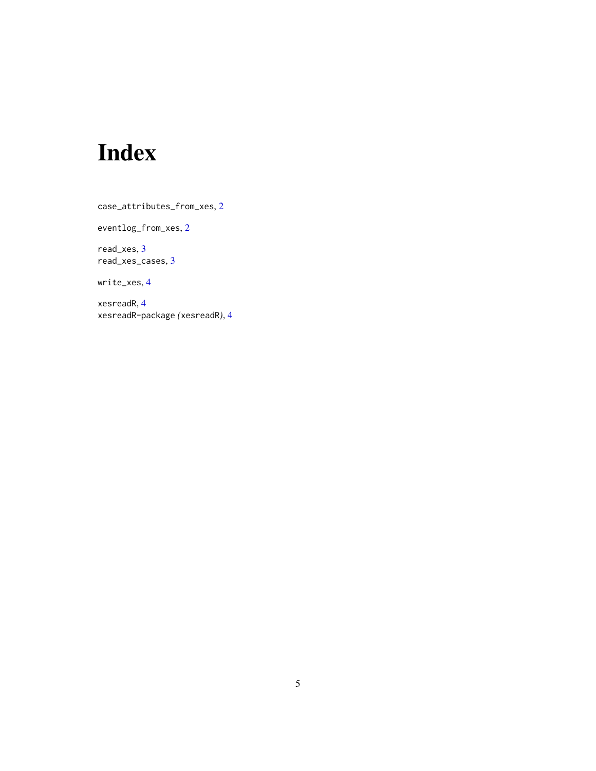# Index

case_attributes_from_xes, 2

eventlog_from_xes, 2

read_xes, 3
read_xes_cases, 3

write_xes, 4

xesreadR, 4
xesreadR-package (xesreadR), 4